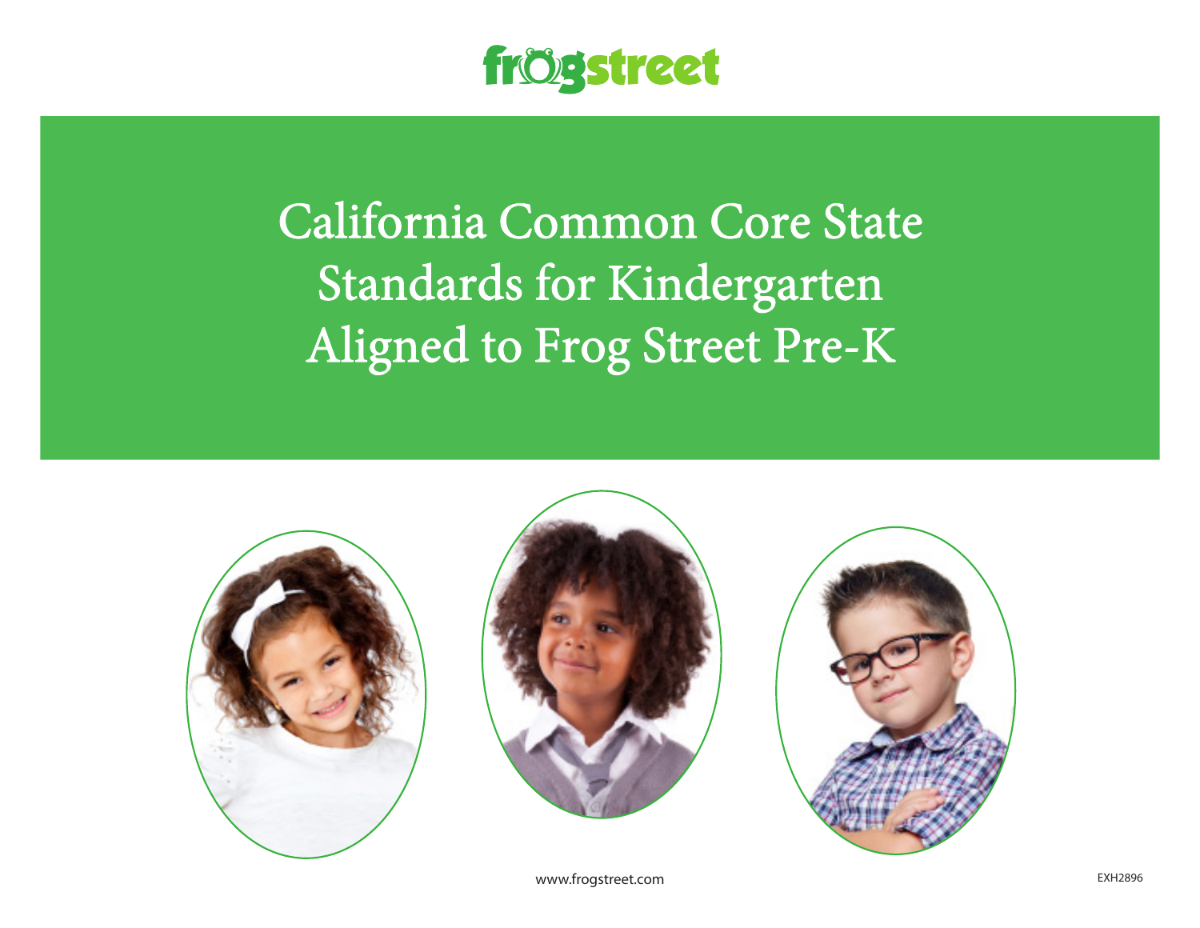frogstreet

# California Common Core State Standards for Kindergarten Aligned to Frog Street Pre-K

www.frogstreet.com

EXH2896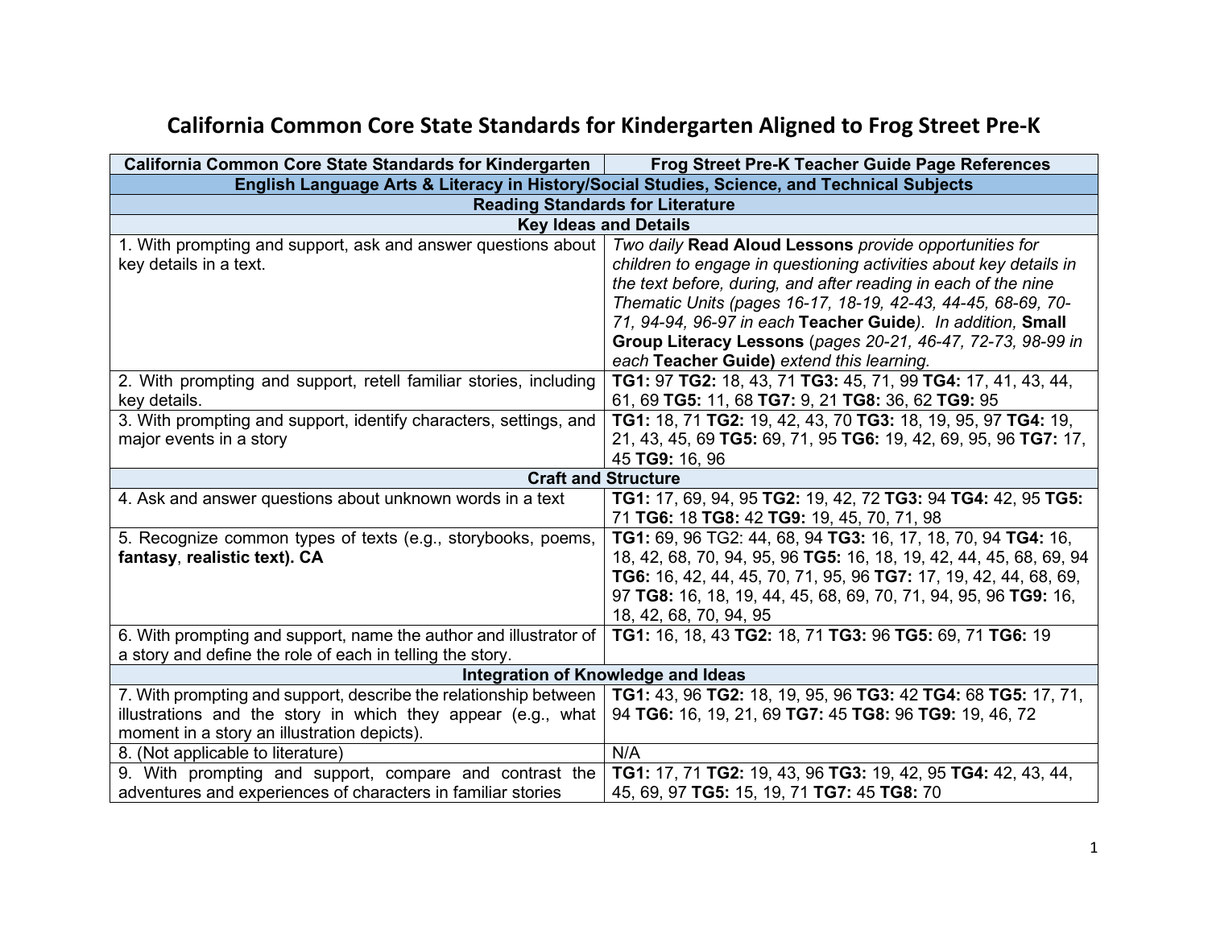# California Common Core State Standards for Kindergarten Aligned to Frog Street Pre-K

| California Common Core State Standards for Kindergarten | Frog Street Pre-K Teacher Guide Page References |
|---|---|
| **English Language Arts & Literacy in History/Social Studies, Science, and Technical Subjects** | |
| **Reading Standards for Literature** | |
| **Key Ideas and Details** | |
| 1. With prompting and support, ask and answer questions about key details in a text. | *Two daily* **Read Aloud Lessons** *provide opportunities for children to engage in questioning activities about key details in the text before, during, and after reading in each of the nine Thematic Units (pages 16-17, 18-19, 42-43, 44-45, 68-69, 70-71, 94-94, 96-97 in each* **Teacher Guide***). In addition,* **Small Group Literacy Lessons** *(pages 20-21, 46-47, 72-73, 98-99 in each* **Teacher Guide)** *extend this learning.* |
| 2. With prompting and support, retell familiar stories, including key details. | **TG1:** 97 **TG2:** 18, 43, 71 **TG3:** 45, 71, 99 **TG4:** 17, 41, 43, 44, 61, 69 **TG5:** 11, 68 **TG7:** 9, 21 **TG8:** 36, 62 **TG9:** 95 |
| 3. With prompting and support, identify characters, settings, and major events in a story | **TG1:** 18, 71 **TG2:** 19, 42, 43, 70 **TG3:** 18, 19, 95, 97 **TG4:** 19, 21, 43, 45, 69 **TG5:** 69, 71, 95 **TG6:** 19, 42, 69, 95, 96 **TG7:** 17, 45 **TG9:** 16, 96 |
| **Craft and Structure** | |
| 4. Ask and answer questions about unknown words in a text | **TG1:** 17, 69, 94, 95 **TG2:** 19, 42, 72 **TG3:** 94 **TG4:** 42, 95 **TG5:** 71 **TG6:** 18 **TG8:** 42 **TG9:** 19, 45, 70, 71, 98 |
| 5. Recognize common types of texts (e.g., storybooks, poems, **fantasy**, **realistic text). CA** | **TG1:** 69, 96 TG2: 44, 68, 94 **TG3:** 16, 17, 18, 70, 94 **TG4:** 16, 18, 42, 68, 70, 94, 95, 96 **TG5:** 16, 18, 19, 42, 44, 45, 68, 69, 94 **TG6:** 16, 42, 44, 45, 70, 71, 95, 96 **TG7:** 17, 19, 42, 44, 68, 69, 97 **TG8:** 16, 18, 19, 44, 45, 68, 69, 70, 71, 94, 95, 96 **TG9:** 16, 18, 42, 68, 70, 94, 95 |
| 6. With prompting and support, name the author and illustrator of a story and define the role of each in telling the story. | **TG1:** 16, 18, 43 **TG2:** 18, 71 **TG3:** 96 **TG5:** 69, 71 **TG6:** 19 |
| **Integration of Knowledge and Ideas** | |
| 7. With prompting and support, describe the relationship between illustrations and the story in which they appear (e.g., what moment in a story an illustration depicts). | **TG1:** 43, 96 **TG2:** 18, 19, 95, 96 **TG3:** 42 **TG4:** 68 **TG5:** 17, 71, 94 **TG6:** 16, 19, 21, 69 **TG7:** 45 **TG8:** 96 **TG9:** 19, 46, 72 |
| 8. (Not applicable to literature) | N/A |
| 9. With prompting and support, compare and contrast the adventures and experiences of characters in familiar stories | **TG1:** 17, 71 **TG2:** 19, 43, 96 **TG3:** 19, 42, 95 **TG4:** 42, 43, 44, 45, 69, 97 **TG5:** 15, 19, 71 **TG7:** 45 **TG8:** 70 |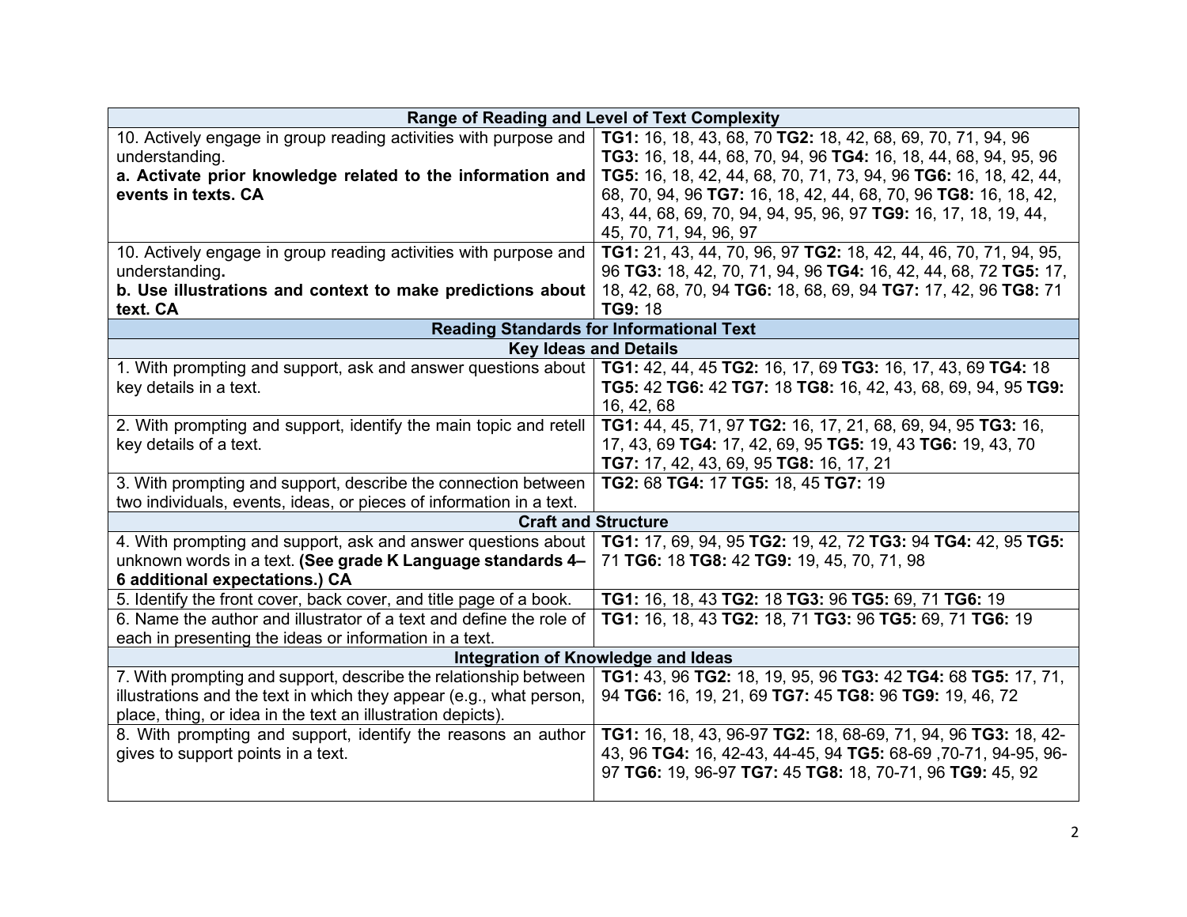| Range of Reading and Level of Text Complexity | |
|---|---|
| 10. Actively engage in group reading activities with purpose and understanding.<br>**a. Activate prior knowledge related to the information and events in texts. CA** | **TG1:** 16, 18, 43, 68, 70 **TG2:** 18, 42, 68, 69, 70, 71, 94, 96 **TG3:** 16, 18, 44, 68, 70, 94, 96 **TG4:** 16, 18, 44, 68, 94, 95, 96 **TG5:** 16, 18, 42, 44, 68, 70, 71, 73, 94, 96 **TG6:** 16, 18, 42, 44, 68, 70, 94, 96 **TG7:** 16, 18, 42, 44, 68, 70, 96 **TG8:** 16, 18, 42, 43, 44, 68, 69, 70, 94, 94, 95, 96, 97 **TG9:** 16, 17, 18, 19, 44, 45, 70, 71, 94, 96, 97 |
| 10. Actively engage in group reading activities with purpose and understanding.<br>**b. Use illustrations and context to make predictions about text. CA** | **TG1:** 21, 43, 44, 70, 96, 97 **TG2:** 18, 42, 44, 46, 70, 71, 94, 95, 96 **TG3:** 18, 42, 70, 71, 94, 96 **TG4:** 16, 42, 44, 68, 72 **TG5:** 17, 18, 42, 68, 70, 94 **TG6:** 18, 68, 69, 94 **TG7:** 17, 42, 96 **TG8:** 71 **TG9:** 18 |
| **Reading Standards for Informational Text** | |
| **Key Ideas and Details** | |
| 1. With prompting and support, ask and answer questions about key details in a text. | **TG1:** 42, 44, 45 **TG2:** 16, 17, 69 **TG3:** 16, 17, 43, 69 **TG4:** 18 **TG5:** 42 **TG6:** 42 **TG7:** 18 **TG8:** 16, 42, 43, 68, 69, 94, 95 **TG9:** 16, 42, 68 |
| 2. With prompting and support, identify the main topic and retell key details of a text. | **TG1:** 44, 45, 71, 97 **TG2:** 16, 17, 21, 68, 69, 94, 95 **TG3:** 16, 17, 43, 69 **TG4:** 17, 42, 69, 95 **TG5:** 19, 43 **TG6:** 19, 43, 70 **TG7:** 17, 42, 43, 69, 95 **TG8:** 16, 17, 21 |
| 3. With prompting and support, describe the connection between two individuals, events, ideas, or pieces of information in a text. | **TG2:** 68 **TG4:** 17 **TG5:** 18, 45 **TG7:** 19 |
| **Craft and Structure** | |
| 4. With prompting and support, ask and answer questions about unknown words in a text. **(See grade K Language standards 4–6 additional expectations.) CA** | **TG1:** 17, 69, 94, 95 **TG2:** 19, 42, 72 **TG3:** 94 **TG4:** 42, 95 **TG5:** 71 **TG6:** 18 **TG8:** 42 **TG9:** 19, 45, 70, 71, 98 |
| 5. Identify the front cover, back cover, and title page of a book. | **TG1:** 16, 18, 43 **TG2:** 18 **TG3:** 96 **TG5:** 69, 71 **TG6:** 19 |
| 6. Name the author and illustrator of a text and define the role of each in presenting the ideas or information in a text. | **TG1:** 16, 18, 43 **TG2:** 18, 71 **TG3:** 96 **TG5:** 69, 71 **TG6:** 19 |
| **Integration of Knowledge and Ideas** | |
| 7. With prompting and support, describe the relationship between illustrations and the text in which they appear (e.g., what person, place, thing, or idea in the text an illustration depicts). | **TG1:** 43, 96 **TG2:** 18, 19, 95, 96 **TG3:** 42 **TG4:** 68 **TG5:** 17, 71, 94 **TG6:** 16, 19, 21, 69 **TG7:** 45 **TG8:** 96 **TG9:** 19, 46, 72 |
| 8. With prompting and support, identify the reasons an author gives to support points in a text. | **TG1:** 16, 18, 43, 96-97 **TG2:** 18, 68-69, 71, 94, 96 **TG3:** 18, 42-43, 96 **TG4:** 16, 42-43, 44-45, 94 **TG5:** 68-69 ,70-71, 94-95, 96-97 **TG6:** 19, 96-97 **TG7:** 45 **TG8:** 18, 70-71, 96 **TG9:** 45, 92 |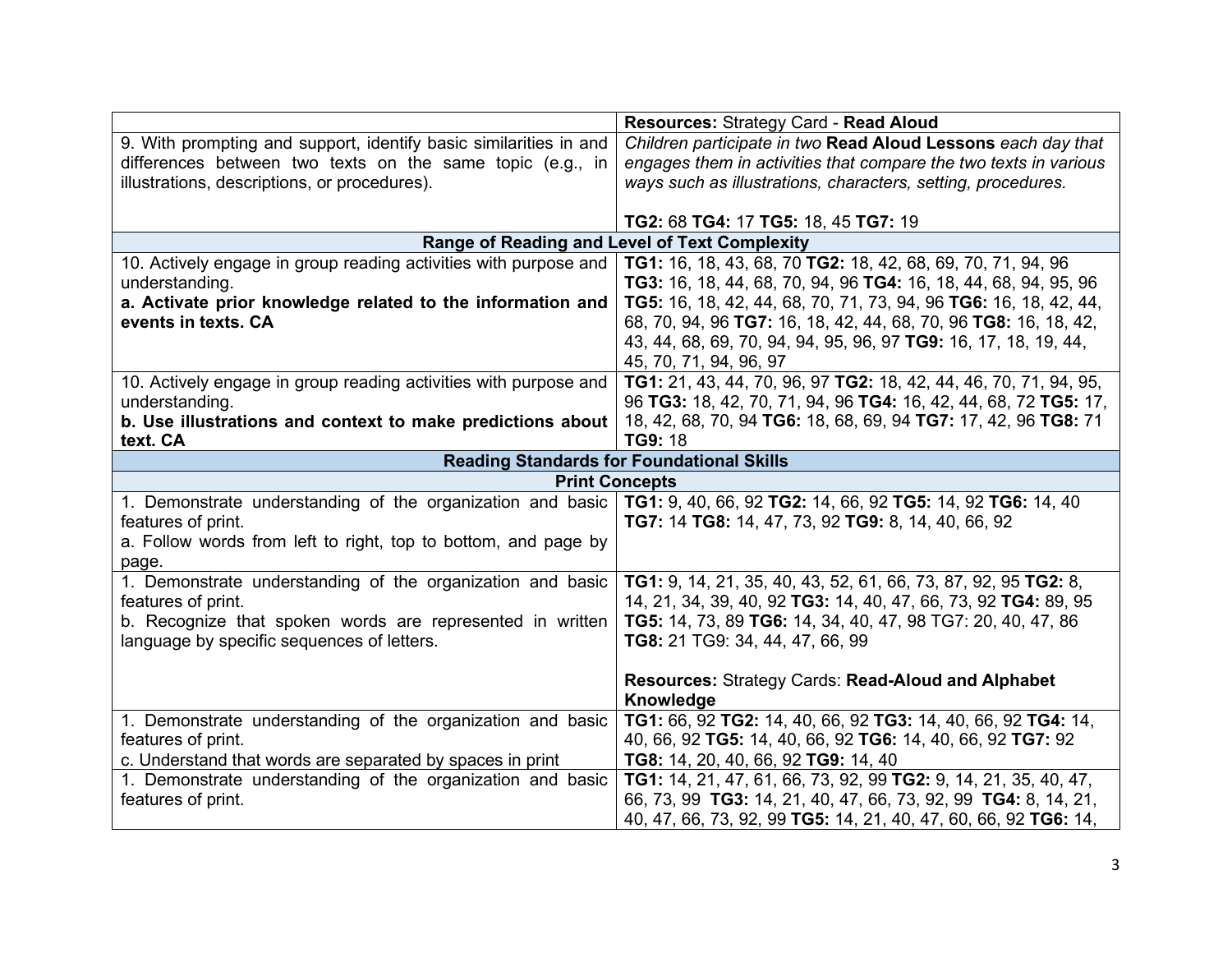| | |
|---|---|
| | **Resources:** Strategy Card - **Read Aloud** |
| 9. With prompting and support, identify basic similarities in and differences between two texts on the same topic (e.g., in illustrations, descriptions, or procedures). | *Children participate in two* **Read Aloud Lessons** *each day that engages them in activities that compare the two texts in various ways such as illustrations, characters, setting, procedures.*<br><br>**TG2:** 68 **TG4:** 17 **TG5:** 18, 45 **TG7:** 19 |
| **Range of Reading and Level of Text Complexity** | |
| 10. Actively engage in group reading activities with purpose and understanding.<br>**a. Activate prior knowledge related to the information and events in texts. CA** | **TG1:** 16, 18, 43, 68, 70 **TG2:** 18, 42, 68, 69, 70, 71, 94, 96 **TG3:** 16, 18, 44, 68, 70, 94, 96 **TG4:** 16, 18, 44, 68, 94, 95, 96 **TG5:** 16, 18, 42, 44, 68, 70, 71, 73, 94, 96 **TG6:** 16, 18, 42, 44, 68, 70, 94, 96 **TG7:** 16, 18, 42, 44, 68, 70, 96 **TG8:** 16, 18, 42, 43, 44, 68, 69, 70, 94, 94, 95, 96, 97 **TG9:** 16, 17, 18, 19, 44, 45, 70, 71, 94, 96, 97 |
| 10. Actively engage in group reading activities with purpose and understanding.<br>**b. Use illustrations and context to make predictions about text. CA** | **TG1:** 21, 43, 44, 70, 96, 97 **TG2:** 18, 42, 44, 46, 70, 71, 94, 95, 96 **TG3:** 18, 42, 70, 71, 94, 96 **TG4:** 16, 42, 44, 68, 72 **TG5:** 17, 18, 42, 68, 70, 94 **TG6:** 18, 68, 69, 94 **TG7:** 17, 42, 96 **TG8:** 71 **TG9:** 18 |
| **Reading Standards for Foundational Skills** | |
| **Print Concepts** | |
| 1. Demonstrate understanding of the organization and basic features of print.<br>a. Follow words from left to right, top to bottom, and page by page. | **TG1:** 9, 40, 66, 92 **TG2:** 14, 66, 92 **TG5:** 14, 92 **TG6:** 14, 40 **TG7:** 14 **TG8:** 14, 47, 73, 92 **TG9:** 8, 14, 40, 66, 92 |
| 1. Demonstrate understanding of the organization and basic features of print.<br>b. Recognize that spoken words are represented in written language by specific sequences of letters. | **TG1:** 9, 14, 21, 35, 40, 43, 52, 61, 66, 73, 87, 92, 95 **TG2:** 8, 14, 21, 34, 39, 40, 92 **TG3:** 14, 40, 47, 66, 73, 92 **TG4:** 89, 95 **TG5:** 14, 73, 89 **TG6:** 14, 34, 40, 47, 98 TG7: 20, 40, 47, 86 **TG8:** 21 TG9: 34, 44, 47, 66, 99<br><br>**Resources:** Strategy Cards: **Read-Aloud and Alphabet Knowledge** |
| 1. Demonstrate understanding of the organization and basic features of print.<br>c. Understand that words are separated by spaces in print | **TG1:** 66, 92 **TG2:** 14, 40, 66, 92 **TG3:** 14, 40, 66, 92 **TG4:** 14, 40, 66, 92 **TG5:** 14, 40, 66, 92 **TG6:** 14, 40, 66, 92 **TG7:** 92 **TG8:** 14, 20, 40, 66, 92 **TG9:** 14, 40 |
| 1. Demonstrate understanding of the organization and basic features of print. | **TG1:** 14, 21, 47, 61, 66, 73, 92, 99 **TG2:** 9, 14, 21, 35, 40, 47, 66, 73, 99 **TG3:** 14, 21, 40, 47, 66, 73, 92, 99 **TG4:** 8, 14, 21, 40, 47, 66, 73, 92, 99 **TG5:** 14, 21, 40, 47, 60, 66, 92 **TG6:** 14, |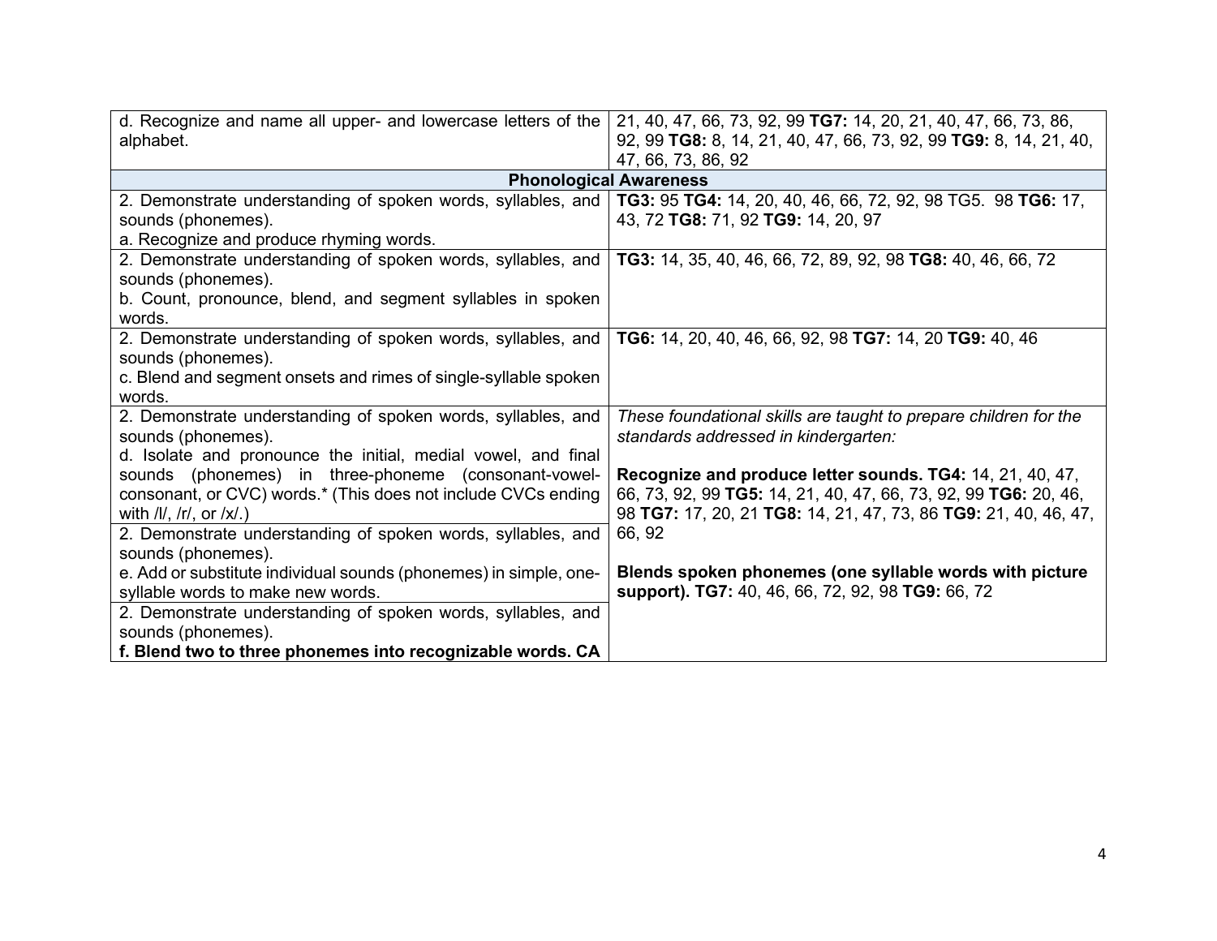| | |
|---|---|
| d. Recognize and name all upper- and lowercase letters of the alphabet. | 21, 40, 47, 66, 73, 92, 99 **TG7:** 14, 20, 21, 40, 47, 66, 73, 86, 92, 99 **TG8:** 8, 14, 21, 40, 47, 66, 73, 92, 99 **TG9:** 8, 14, 21, 40, 47, 66, 73, 86, 92 |
| **Phonological Awareness** | |
| 2. Demonstrate understanding of spoken words, syllables, and sounds (phonemes).<br>a. Recognize and produce rhyming words. | **TG3:** 95 **TG4:** 14, 20, 40, 46, 66, 72, 92, 98 TG5. 98 **TG6:** 17, 43, 72 **TG8:** 71, 92 **TG9:** 14, 20, 97 |
| 2. Demonstrate understanding of spoken words, syllables, and sounds (phonemes).<br>b. Count, pronounce, blend, and segment syllables in spoken words. | **TG3:** 14, 35, 40, 46, 66, 72, 89, 92, 98 **TG8:** 40, 46, 66, 72 |
| 2. Demonstrate understanding of spoken words, syllables, and sounds (phonemes).<br>c. Blend and segment onsets and rimes of single-syllable spoken words. | **TG6:** 14, 20, 40, 46, 66, 92, 98 **TG7:** 14, 20 **TG9:** 40, 46 |
| 2. Demonstrate understanding of spoken words, syllables, and sounds (phonemes).<br>d. Isolate and pronounce the initial, medial vowel, and final sounds (phonemes) in three-phoneme (consonant-vowel-consonant, or CVC) words.* (This does not include CVCs ending with /l/, /r/, or /x/.) | *These foundational skills are taught to prepare children for the standards addressed in kindergarten:*<br><br>**Recognize and produce letter sounds. TG4:** 14, 21, 40, 47, 66, 73, 92, 99 **TG5:** 14, 21, 40, 47, 66, 73, 92, 99 **TG6:** 20, 46, 98 **TG7:** 17, 20, 21 **TG8:** 14, 21, 47, 73, 86 **TG9:** 21, 40, 46, 47, 66, 92<br><br>**Blends spoken phonemes (one syllable words with picture support). TG7:** 40, 46, 66, 72, 92, 98 **TG9:** 66, 72 |
| 2. Demonstrate understanding of spoken words, syllables, and sounds (phonemes).<br>e. Add or substitute individual sounds (phonemes) in simple, one-syllable words to make new words. | |
| 2. Demonstrate understanding of spoken words, syllables, and sounds (phonemes).<br>**f. Blend two to three phonemes into recognizable words. CA** | |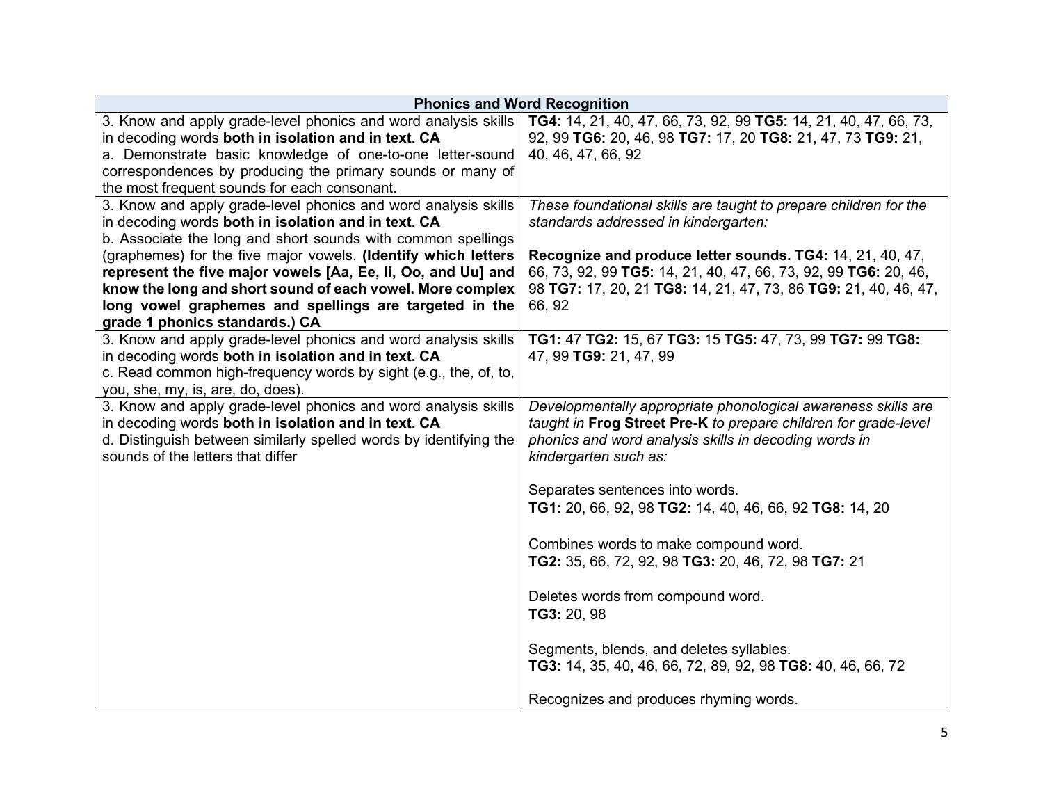| Phonics and Word Recognition | |
|---|---|
| 3. Know and apply grade-level phonics and word analysis skills in decoding words **both in isolation and in text. CA**<br>a. Demonstrate basic knowledge of one-to-one letter-sound correspondences by producing the primary sounds or many of the most frequent sounds for each consonant. | **TG4:** 14, 21, 40, 47, 66, 73, 92, 99 **TG5:** 14, 21, 40, 47, 66, 73, 92, 99 **TG6:** 20, 46, 98 **TG7:** 17, 20 **TG8:** 21, 47, 73 **TG9:** 21, 40, 46, 47, 66, 92 |
| 3. Know and apply grade-level phonics and word analysis skills in decoding words **both in isolation and in text. CA**<br>b. Associate the long and short sounds with common spellings (graphemes) for the five major vowels. **(Identify which letters represent the five major vowels [Aa, Ee, Ii, Oo, and Uu] and know the long and short sound of each vowel. More complex long vowel graphemes and spellings are targeted in the grade 1 phonics standards.) CA** | *These foundational skills are taught to prepare children for the standards addressed in kindergarten:*<br><br>**Recognize and produce letter sounds. TG4:** 14, 21, 40, 47, 66, 73, 92, 99 **TG5:** 14, 21, 40, 47, 66, 73, 92, 99 **TG6:** 20, 46, 98 **TG7:** 17, 20, 21 **TG8:** 14, 21, 47, 73, 86 **TG9:** 21, 40, 46, 47, 66, 92 |
| 3. Know and apply grade-level phonics and word analysis skills in decoding words **both in isolation and in text. CA**<br>c. Read common high-frequency words by sight (e.g., the, of, to, you, she, my, is, are, do, does). | **TG1:** 47 **TG2:** 15, 67 **TG3:** 15 **TG5:** 47, 73, 99 **TG7:** 99 **TG8:** 47, 99 **TG9:** 21, 47, 99 |
| 3. Know and apply grade-level phonics and word analysis skills in decoding words **both in isolation and in text. CA**<br>d. Distinguish between similarly spelled words by identifying the sounds of the letters that differ | *Developmentally appropriate phonological awareness skills are taught in* **Frog Street Pre-K** *to prepare children for grade-level phonics and word analysis skills in decoding words in kindergarten such as:*<br><br>Separates sentences into words.<br>**TG1:** 20, 66, 92, 98 **TG2:** 14, 40, 46, 66, 92 **TG8:** 14, 20<br><br>Combines words to make compound word.<br>**TG2:** 35, 66, 72, 92, 98 **TG3:** 20, 46, 72, 98 **TG7:** 21<br><br>Deletes words from compound word.<br>**TG3:** 20, 98<br><br>Segments, blends, and deletes syllables.<br>**TG3:** 14, 35, 40, 46, 66, 72, 89, 92, 98 **TG8:** 40, 46, 66, 72<br><br>Recognizes and produces rhyming words. |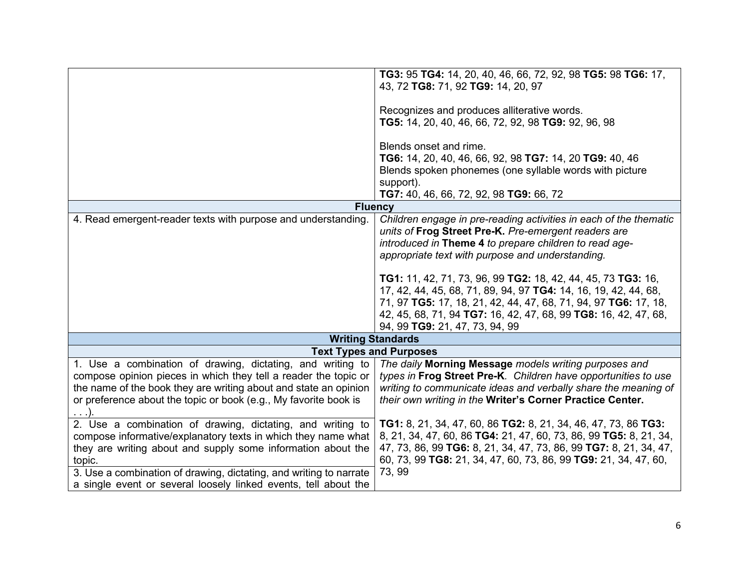| | |
|---|---|
| | **TG3:** 95 **TG4:** 14, 20, 40, 46, 66, 72, 92, 98 **TG5:** 98 **TG6:** 17, 43, 72 **TG8:** 71, 92 **TG9:** 14, 20, 97<br><br>Recognizes and produces alliterative words.<br>**TG5:** 14, 20, 40, 46, 66, 72, 92, 98 **TG9:** 92, 96, 98<br><br>Blends onset and rime.<br>**TG6:** 14, 20, 40, 46, 66, 92, 98 **TG7:** 14, 20 **TG9:** 40, 46<br>Blends spoken phonemes (one syllable words with picture support).<br>**TG7:** 40, 46, 66, 72, 92, 98 **TG9:** 66, 72 |
| **Fluency** | |
| 4. Read emergent-reader texts with purpose and understanding. | *Children engage in pre-reading activities in each of the thematic units of* **Frog Street Pre-K.** *Pre-emergent readers are introduced in* **Theme 4** *to prepare children to read age-appropriate text with purpose and understanding.*<br><br>**TG1:** 11, 42, 71, 73, 96, 99 **TG2:** 18, 42, 44, 45, 73 **TG3:** 16, 17, 42, 44, 45, 68, 71, 89, 94, 97 **TG4:** 14, 16, 19, 42, 44, 68, 71, 97 **TG5:** 17, 18, 21, 42, 44, 47, 68, 71, 94, 97 **TG6:** 17, 18, 42, 45, 68, 71, 94 **TG7:** 16, 42, 47, 68, 99 **TG8:** 16, 42, 47, 68, 94, 99 **TG9:** 21, 47, 73, 94, 99 |
| **Writing Standards** | |
| **Text Types and Purposes** | |
| 1. Use a combination of drawing, dictating, and writing to compose opinion pieces in which they tell a reader the topic or the name of the book they are writing about and state an opinion or preference about the topic or book (e.g., My favorite book is . . .).<br><br>2. Use a combination of drawing, dictating, and writing to compose informative/explanatory texts in which they name what they are writing about and supply some information about the topic.<br><br>3. Use a combination of drawing, dictating, and writing to narrate a single event or several loosely linked events, tell about the | *The daily* **Morning Message** *models writing purposes and types in* **Frog Street Pre-K**. *Children have opportunities to use writing to communicate ideas and verbally share the meaning of their own writing in the* **Writer's Corner Practice Center.**<br><br>**TG1:** 8, 21, 34, 47, 60, 86 **TG2:** 8, 21, 34, 46, 47, 73, 86 **TG3:** 8, 21, 34, 47, 60, 86 **TG4:** 21, 47, 60, 73, 86, 99 **TG5:** 8, 21, 34, 47, 73, 86, 99 **TG6:** 8, 21, 34, 47, 73, 86, 99 **TG7:** 8, 21, 34, 47, 60, 73, 99 **TG8:** 21, 34, 47, 60, 73, 86, 99 **TG9:** 21, 34, 47, 60, 73, 99 |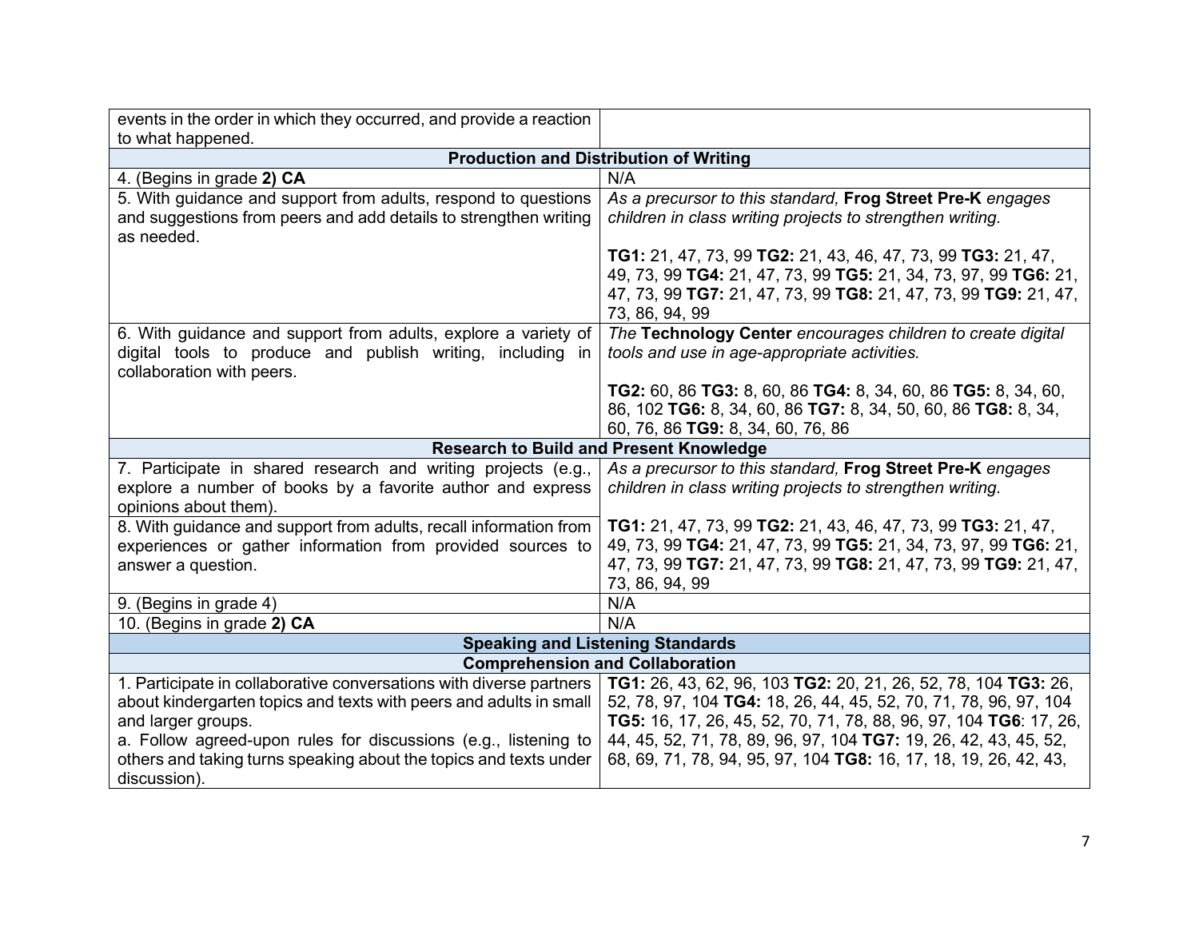| | |
|---|---|
| events in the order in which they occurred, and provide a reaction to what happened. | |
| **Production and Distribution of Writing** | |
| 4. (Begins in grade **2) CA** | N/A |
| 5. With guidance and support from adults, respond to questions and suggestions from peers and add details to strengthen writing as needed. | *As a precursor to this standard,* **Frog Street Pre-K** *engages children in class writing projects to strengthen writing.*<br><br>**TG1:** 21, 47, 73, 99 **TG2:** 21, 43, 46, 47, 73, 99 **TG3:** 21, 47, 49, 73, 99 **TG4:** 21, 47, 73, 99 **TG5:** 21, 34, 73, 97, 99 **TG6:** 21, 47, 73, 99 **TG7:** 21, 47, 73, 99 **TG8:** 21, 47, 73, 99 **TG9:** 21, 47, 73, 86, 94, 99 |
| 6. With guidance and support from adults, explore a variety of digital tools to produce and publish writing, including in collaboration with peers. | *The* **Technology Center** *encourages children to create digital tools and use in age-appropriate activities.*<br><br>**TG2:** 60, 86 **TG3:** 8, 60, 86 **TG4:** 8, 34, 60, 86 **TG5:** 8, 34, 60, 86, 102 **TG6:** 8, 34, 60, 86 **TG7:** 8, 34, 50, 60, 86 **TG8:** 8, 34, 60, 76, 86 **TG9:** 8, 34, 60, 76, 86 |
| **Research to Build and Present Knowledge** | |
| 7. Participate in shared research and writing projects (e.g., explore a number of books by a favorite author and express opinions about them).<br><br>8. With guidance and support from adults, recall information from experiences or gather information from provided sources to answer a question. | *As a precursor to this standard,* **Frog Street Pre-K** *engages children in class writing projects to strengthen writing.*<br><br>**TG1:** 21, 47, 73, 99 **TG2:** 21, 43, 46, 47, 73, 99 **TG3:** 21, 47, 49, 73, 99 **TG4:** 21, 47, 73, 99 **TG5:** 21, 34, 73, 97, 99 **TG6:** 21, 47, 73, 99 **TG7:** 21, 47, 73, 99 **TG8:** 21, 47, 73, 99 **TG9:** 21, 47, 73, 86, 94, 99 |
| 9. (Begins in grade 4) | N/A |
| 10. (Begins in grade **2) CA** | N/A |
| **Speaking and Listening Standards** | |
| **Comprehension and Collaboration** | |
| 1. Participate in collaborative conversations with diverse partners about kindergarten topics and texts with peers and adults in small and larger groups.<br>a. Follow agreed-upon rules for discussions (e.g., listening to others and taking turns speaking about the topics and texts under discussion). | **TG1:** 26, 43, 62, 96, 103 **TG2:** 20, 21, 26, 52, 78, 104 **TG3:** 26, 52, 78, 97, 104 **TG4:** 18, 26, 44, 45, 52, 70, 71, 78, 96, 97, 104 **TG5:** 16, 17, 26, 45, 52, 70, 71, 78, 88, 96, 97, 104 **TG6**: 17, 26, 44, 45, 52, 71, 78, 89, 96, 97, 104 **TG7:** 19, 26, 42, 43, 45, 52, 68, 69, 71, 78, 94, 95, 97, 104 **TG8:** 16, 17, 18, 19, 26, 42, 43, |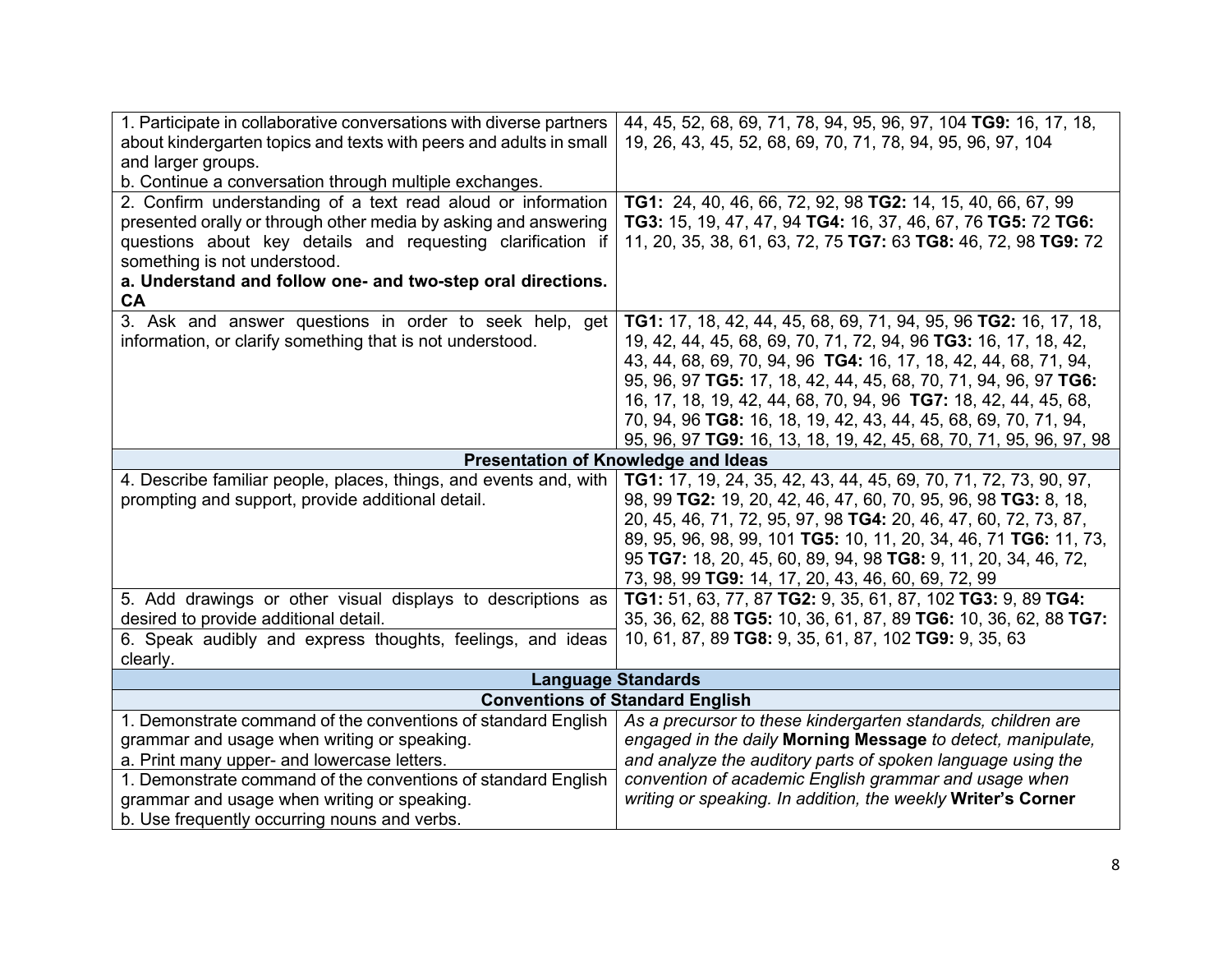| | |
|---|---|
| 1. Participate in collaborative conversations with diverse partners about kindergarten topics and texts with peers and adults in small and larger groups.<br>b. Continue a conversation through multiple exchanges. | 44, 45, 52, 68, 69, 71, 78, 94, 95, 96, 97, 104 **TG9:** 16, 17, 18, 19, 26, 43, 45, 52, 68, 69, 70, 71, 78, 94, 95, 96, 97, 104 |
| 2. Confirm understanding of a text read aloud or information presented orally or through other media by asking and answering questions about key details and requesting clarification if something is not understood.<br>**a. Understand and follow one- and two-step oral directions. CA** | **TG1:** 24, 40, 46, 66, 72, 92, 98 **TG2:** 14, 15, 40, 66, 67, 99 **TG3:** 15, 19, 47, 47, 94 **TG4:** 16, 37, 46, 67, 76 **TG5:** 72 **TG6:** 11, 20, 35, 38, 61, 63, 72, 75 **TG7:** 63 **TG8:** 46, 72, 98 **TG9:** 72 |
| 3. Ask and answer questions in order to seek help, get information, or clarify something that is not understood. | **TG1:** 17, 18, 42, 44, 45, 68, 69, 71, 94, 95, 96 **TG2:** 16, 17, 18, 19, 42, 44, 45, 68, 69, 70, 71, 72, 94, 96 **TG3:** 16, 17, 18, 42, 43, 44, 68, 69, 70, 94, 96 **TG4:** 16, 17, 18, 42, 44, 68, 71, 94, 95, 96, 97 **TG5:** 17, 18, 42, 44, 45, 68, 70, 71, 94, 96, 97 **TG6:** 16, 17, 18, 19, 42, 44, 68, 70, 94, 96 **TG7:** 18, 42, 44, 45, 68, 70, 94, 96 **TG8:** 16, 18, 19, 42, 43, 44, 45, 68, 69, 70, 71, 94, 95, 96, 97 **TG9:** 16, 13, 18, 19, 42, 45, 68, 70, 71, 95, 96, 97, 98 |
| **Presentation of Knowledge and Ideas** | |
| 4. Describe familiar people, places, things, and events and, with prompting and support, provide additional detail. | **TG1:** 17, 19, 24, 35, 42, 43, 44, 45, 69, 70, 71, 72, 73, 90, 97, 98, 99 **TG2:** 19, 20, 42, 46, 47, 60, 70, 95, 96, 98 **TG3:** 8, 18, 20, 45, 46, 71, 72, 95, 97, 98 **TG4:** 20, 46, 47, 60, 72, 73, 87, 89, 95, 96, 98, 99, 101 **TG5:** 10, 11, 20, 34, 46, 71 **TG6:** 11, 73, 95 **TG7:** 18, 20, 45, 60, 89, 94, 98 **TG8:** 9, 11, 20, 34, 46, 72, 73, 98, 99 **TG9:** 14, 17, 20, 43, 46, 60, 69, 72, 99 |
| 5. Add drawings or other visual displays to descriptions as desired to provide additional detail.<br>6. Speak audibly and express thoughts, feelings, and ideas clearly. | **TG1:** 51, 63, 77, 87 **TG2:** 9, 35, 61, 87, 102 **TG3:** 9, 89 **TG4:** 35, 36, 62, 88 **TG5:** 10, 36, 61, 87, 89 **TG6:** 10, 36, 62, 88 **TG7:** 10, 61, 87, 89 **TG8:** 9, 35, 61, 87, 102 **TG9:** 9, 35, 63 |
| **Language Standards** | |
| **Conventions of Standard English** | |
| 1. Demonstrate command of the conventions of standard English grammar and usage when writing or speaking.<br>a. Print many upper- and lowercase letters.<br>1. Demonstrate command of the conventions of standard English grammar and usage when writing or speaking.<br>b. Use frequently occurring nouns and verbs. | *As a precursor to these kindergarten standards, children are engaged in the daily* **Morning Message** *to detect, manipulate, and analyze the auditory parts of spoken language using the convention of academic English grammar and usage when writing or speaking. In addition, the weekly* **Writer's Corner** |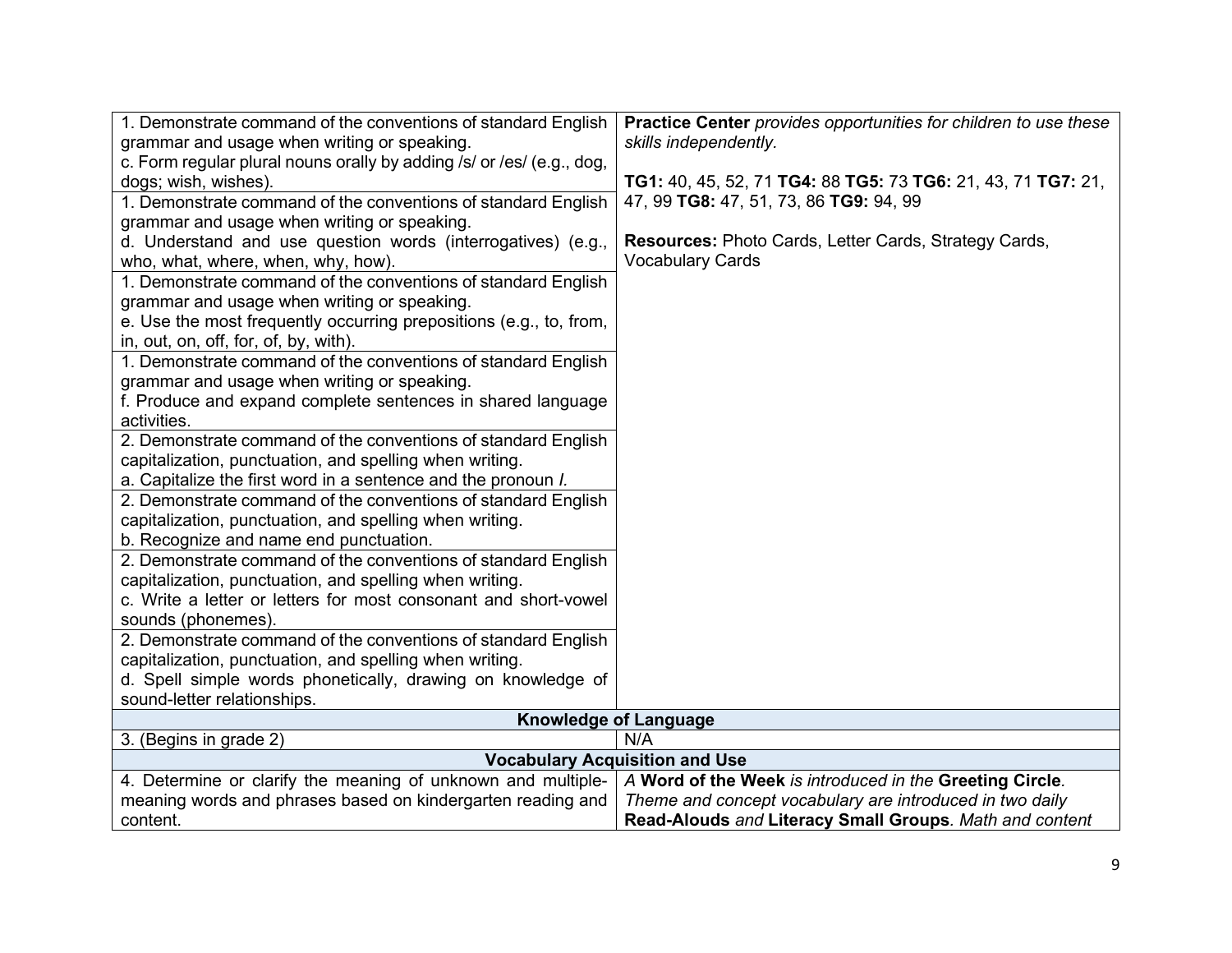| | |
|---|---|
| 1. Demonstrate command of the conventions of standard English grammar and usage when writing or speaking.<br>c. Form regular plural nouns orally by adding /s/ or /es/ (e.g., dog, dogs; wish, wishes). | **Practice Center** *provides opportunities for children to use these skills independently.*<br><br>**TG1:** 40, 45, 52, 71 **TG4:** 88 **TG5:** 73 **TG6:** 21, 43, 71 **TG7:** 21, 47, 99 **TG8:** 47, 51, 73, 86 **TG9:** 94, 99<br><br>**Resources:** Photo Cards, Letter Cards, Strategy Cards, Vocabulary Cards |
| 1. Demonstrate command of the conventions of standard English grammar and usage when writing or speaking.<br>d. Understand and use question words (interrogatives) (e.g., who, what, where, when, why, how). | |
| 1. Demonstrate command of the conventions of standard English grammar and usage when writing or speaking.<br>e. Use the most frequently occurring prepositions (e.g., to, from, in, out, on, off, for, of, by, with). | |
| 1. Demonstrate command of the conventions of standard English grammar and usage when writing or speaking.<br>f. Produce and expand complete sentences in shared language activities. | |
| 2. Demonstrate command of the conventions of standard English capitalization, punctuation, and spelling when writing.<br>a. Capitalize the first word in a sentence and the pronoun *I*. | |
| 2. Demonstrate command of the conventions of standard English capitalization, punctuation, and spelling when writing.<br>b. Recognize and name end punctuation. | |
| 2. Demonstrate command of the conventions of standard English capitalization, punctuation, and spelling when writing.<br>c. Write a letter or letters for most consonant and short-vowel sounds (phonemes). | |
| 2. Demonstrate command of the conventions of standard English capitalization, punctuation, and spelling when writing.<br>d. Spell simple words phonetically, drawing on knowledge of sound-letter relationships. | |
| **Knowledge of Language** | |
| 3. (Begins in grade 2) | N/A |
| **Vocabulary Acquisition and Use** | |
| 4. Determine or clarify the meaning of unknown and multiple-meaning words and phrases based on kindergarten reading and content. | *A* **Word of the Week** *is introduced in the* **Greeting Circle***. Theme and concept vocabulary are introduced in two daily* **Read-Alouds** *and* **Literacy Small Groups***. Math and content* |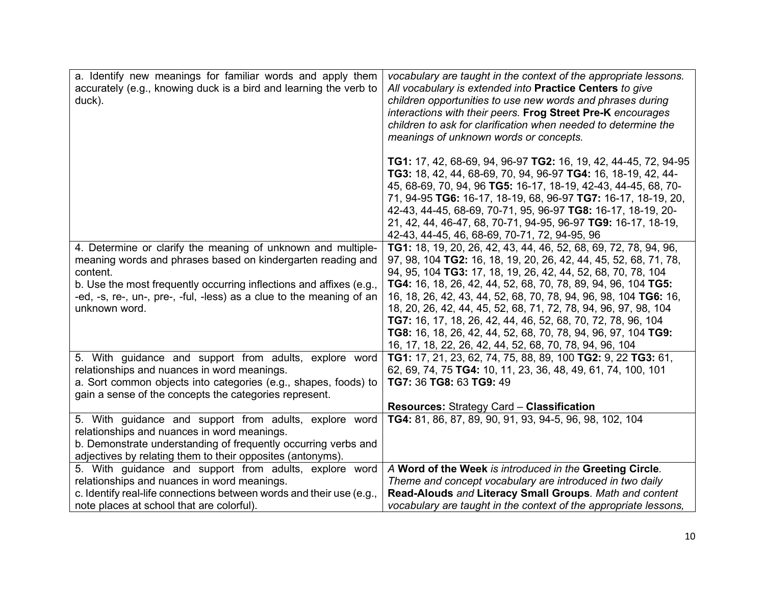| | |
|---|---|
| a. Identify new meanings for familiar words and apply them accurately (e.g., knowing duck is a bird and learning the verb to duck). | *vocabulary are taught in the context of the appropriate lessons. All vocabulary is extended into* **Practice Centers** *to give children opportunities to use new words and phrases during interactions with their peers.* **Frog Street Pre-K** *encourages children to ask for clarification when needed to determine the meanings of unknown words or concepts.*<br><br>**TG1:** 17, 42, 68-69, 94, 96-97 **TG2:** 16, 19, 42, 44-45, 72, 94-95 **TG3:** 18, 42, 44, 68-69, 70, 94, 96-97 **TG4:** 16, 18-19, 42, 44-45, 68-69, 70, 94, 96 **TG5:** 16-17, 18-19, 42-43, 44-45, 68, 70-71, 94-95 **TG6:** 16-17, 18-19, 68, 96-97 **TG7:** 16-17, 18-19, 20, 42-43, 44-45, 68-69, 70-71, 95, 96-97 **TG8:** 16-17, 18-19, 20-21, 42, 44, 46-47, 68, 70-71, 94-95, 96-97 **TG9:** 16-17, 18-19, 42-43, 44-45, 46, 68-69, 70-71, 72, 94-95, 96 |
| 4. Determine or clarify the meaning of unknown and multiple-meaning words and phrases based on kindergarten reading and content.<br>b. Use the most frequently occurring inflections and affixes (e.g., -ed, -s, re-, un-, pre-, -ful, -less) as a clue to the meaning of an unknown word. | **TG1:** 18, 19, 20, 26, 42, 43, 44, 46, 52, 68, 69, 72, 78, 94, 96, 97, 98, 104 **TG2:** 16, 18, 19, 20, 26, 42, 44, 45, 52, 68, 71, 78, 94, 95, 104 **TG3:** 17, 18, 19, 26, 42, 44, 52, 68, 70, 78, 104 **TG4:** 16, 18, 26, 42, 44, 52, 68, 70, 78, 89, 94, 96, 104 **TG5:** 16, 18, 26, 42, 43, 44, 52, 68, 70, 78, 94, 96, 98, 104 **TG6:** 16, 18, 20, 26, 42, 44, 45, 52, 68, 71, 72, 78, 94, 96, 97, 98, 104 **TG7:** 16, 17, 18, 26, 42, 44, 46, 52, 68, 70, 72, 78, 96, 104 **TG8:** 16, 18, 26, 42, 44, 52, 68, 70, 78, 94, 96, 97, 104 **TG9:** 16, 17, 18, 22, 26, 42, 44, 52, 68, 70, 78, 94, 96, 104 |
| 5. With guidance and support from adults, explore word relationships and nuances in word meanings.<br>a. Sort common objects into categories (e.g., shapes, foods) to gain a sense of the concepts the categories represent. | **TG1:** 17, 21, 23, 62, 74, 75, 88, 89, 100 **TG2:** 9, 22 **TG3:** 61, 62, 69, 74, 75 **TG4:** 10, 11, 23, 36, 48, 49, 61, 74, 100, 101 **TG7:** 36 **TG8:** 63 **TG9:** 49<br><br>**Resources:** Strategy Card – **Classification** |
| 5. With guidance and support from adults, explore word relationships and nuances in word meanings.<br>b. Demonstrate understanding of frequently occurring verbs and adjectives by relating them to their opposites (antonyms). | **TG4:** 81, 86, 87, 89, 90, 91, 93, 94-5, 96, 98, 102, 104 |
| 5. With guidance and support from adults, explore word relationships and nuances in word meanings.<br>c. Identify real-life connections between words and their use (e.g., note places at school that are colorful). | *A* **Word of the Week** *is introduced in the* **Greeting Circle**. *Theme and concept vocabulary are introduced in two daily* **Read-Alouds** *and* **Literacy Small Groups**. *Math and content vocabulary are taught in the context of the appropriate lessons,* |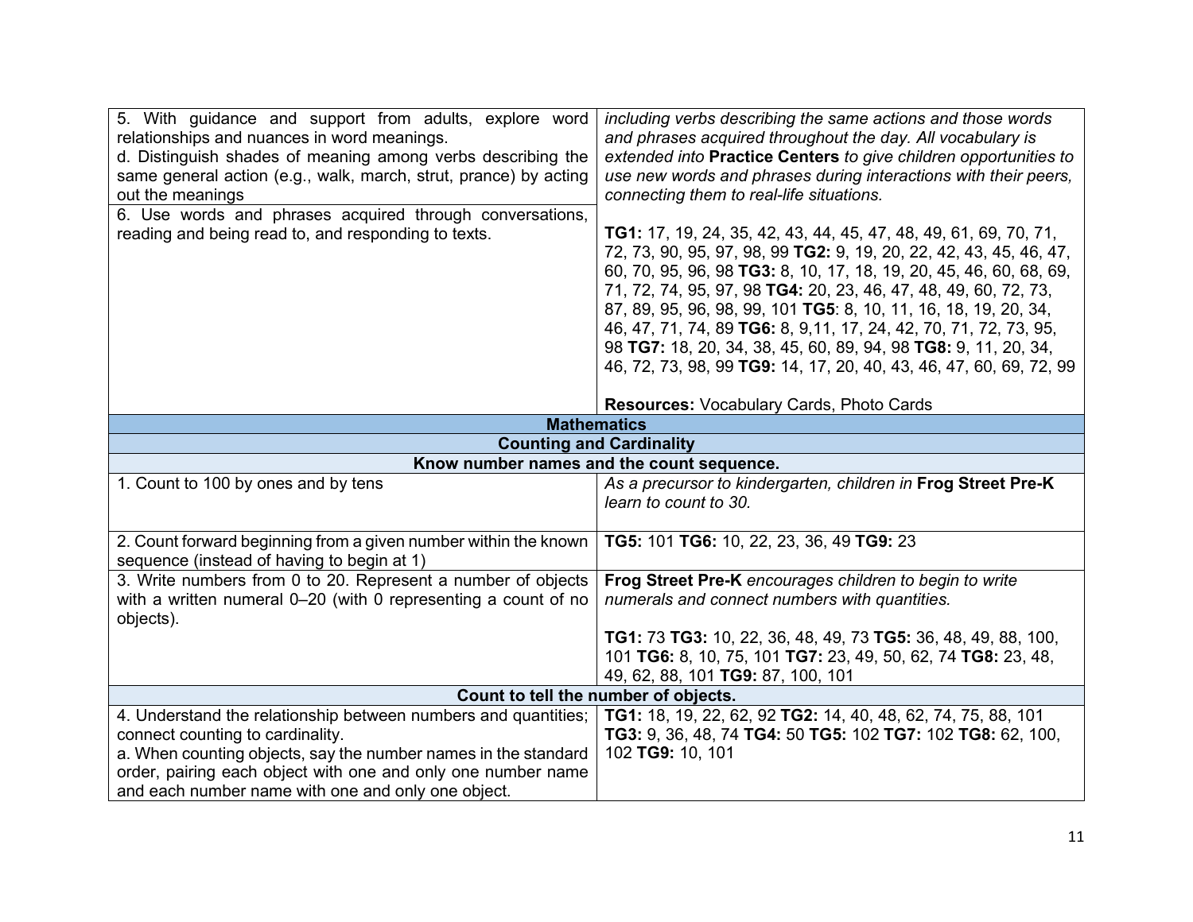| | |
|---|---|
| 5. With guidance and support from adults, explore word relationships and nuances in word meanings.<br>d. Distinguish shades of meaning among verbs describing the same general action (e.g., walk, march, strut, prance) by acting out the meanings | *including verbs describing the same actions and those words and phrases acquired throughout the day. All vocabulary is extended into* **Practice Centers** *to give children opportunities to use new words and phrases during interactions with their peers, connecting them to real-life situations.*<br><br>**TG1:** 17, 19, 24, 35, 42, 43, 44, 45, 47, 48, 49, 61, 69, 70, 71, 72, 73, 90, 95, 97, 98, 99 **TG2:** 9, 19, 20, 22, 42, 43, 45, 46, 47, 60, 70, 95, 96, 98 **TG3:** 8, 10, 17, 18, 19, 20, 45, 46, 60, 68, 69, 71, 72, 74, 95, 97, 98 **TG4:** 20, 23, 46, 47, 48, 49, 60, 72, 73, 87, 89, 95, 96, 98, 99, 101 **TG5**: 8, 10, 11, 16, 18, 19, 20, 34, 46, 47, 71, 74, 89 **TG6:** 8, 9,11, 17, 24, 42, 70, 71, 72, 73, 95, 98 **TG7:** 18, 20, 34, 38, 45, 60, 89, 94, 98 **TG8:** 9, 11, 20, 34, 46, 72, 73, 98, 99 **TG9:** 14, 17, 20, 40, 43, 46, 47, 60, 69, 72, 99<br><br>**Resources:** Vocabulary Cards, Photo Cards |
| 6. Use words and phrases acquired through conversations, reading and being read to, and responding to texts. | |
| **Mathematics** | |
| **Counting and Cardinality** | |
| **Know number names and the count sequence.** | |
| 1. Count to 100 by ones and by tens | *As a precursor to kindergarten, children in* **Frog Street Pre-K** *learn to count to 30.* |
| 2. Count forward beginning from a given number within the known sequence (instead of having to begin at 1) | **TG5:** 101 **TG6:** 10, 22, 23, 36, 49 **TG9:** 23 |
| 3. Write numbers from 0 to 20. Represent a number of objects with a written numeral 0–20 (with 0 representing a count of no objects). | **Frog Street Pre-K** *encourages children to begin to write numerals and connect numbers with quantities.*<br><br>**TG1:** 73 **TG3:** 10, 22, 36, 48, 49, 73 **TG5:** 36, 48, 49, 88, 100, 101 **TG6:** 8, 10, 75, 101 **TG7:** 23, 49, 50, 62, 74 **TG8:** 23, 48, 49, 62, 88, 101 **TG9:** 87, 100, 101 |
| **Count to tell the number of objects.** | |
| 4. Understand the relationship between numbers and quantities; connect counting to cardinality.<br>a. When counting objects, say the number names in the standard order, pairing each object with one and only one number name and each number name with one and only one object. | **TG1:** 18, 19, 22, 62, 92 **TG2:** 14, 40, 48, 62, 74, 75, 88, 101 **TG3:** 9, 36, 48, 74 **TG4:** 50 **TG5:** 102 **TG7:** 102 **TG8:** 62, 100, 102 **TG9:** 10, 101 |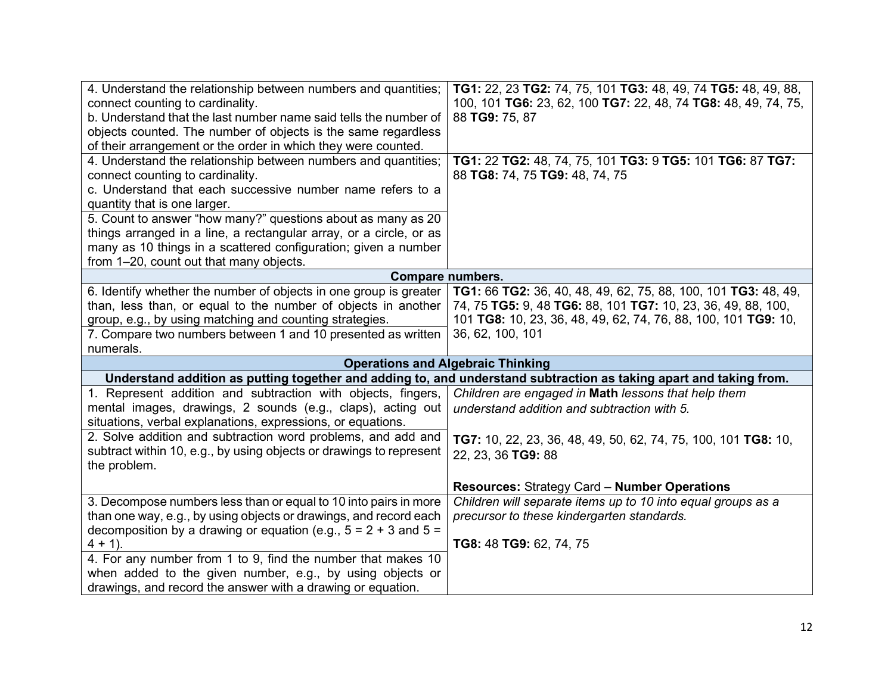| | |
|---|---|
| 4. Understand the relationship between numbers and quantities; connect counting to cardinality.<br>b. Understand that the last number name said tells the number of objects counted. The number of objects is the same regardless of their arrangement or the order in which they were counted. | **TG1:** 22, 23 **TG2:** 74, 75, 101 **TG3:** 48, 49, 74 **TG5:** 48, 49, 88, 100, 101 **TG6:** 23, 62, 100 **TG7:** 22, 48, 74 **TG8:** 48, 49, 74, 75, 88 **TG9:** 75, 87 |
| 4. Understand the relationship between numbers and quantities; connect counting to cardinality.<br>c. Understand that each successive number name refers to a quantity that is one larger.<br>5. Count to answer "how many?" questions about as many as 20 things arranged in a line, a rectangular array, or a circle, or as many as 10 things in a scattered configuration; given a number from 1–20, count out that many objects. | **TG1:** 22 **TG2:** 48, 74, 75, 101 **TG3:** 9 **TG5:** 101 **TG6:** 87 **TG7:** 88 **TG8:** 74, 75 **TG9:** 48, 74, 75 |
| **Compare numbers.** | |
| 6. Identify whether the number of objects in one group is greater than, less than, or equal to the number of objects in another group, e.g., by using matching and counting strategies.<br>7. Compare two numbers between 1 and 10 presented as written numerals. | **TG1:** 66 **TG2:** 36, 40, 48, 49, 62, 75, 88, 100, 101 **TG3:** 48, 49, 74, 75 **TG5:** 9, 48 **TG6:** 88, 101 **TG7:** 10, 23, 36, 49, 88, 100, 101 **TG8:** 10, 23, 36, 48, 49, 62, 74, 76, 88, 100, 101 **TG9:** 10, 36, 62, 100, 101 |
| **Operations and Algebraic Thinking** | |
| **Understand addition as putting together and adding to, and understand subtraction as taking apart and taking from.** | |
| 1. Represent addition and subtraction with objects, fingers, mental images, drawings, 2 sounds (e.g., claps), acting out situations, verbal explanations, expressions, or equations.<br>2. Solve addition and subtraction word problems, and add and subtract within 10, e.g., by using objects or drawings to represent the problem. | *Children are engaged in* **Math** *lessons that help them understand addition and subtraction with 5.*<br><br>**TG7:** 10, 22, 23, 36, 48, 49, 50, 62, 74, 75, 100, 101 **TG8:** 10, 22, 23, 36 **TG9:** 88<br><br>**Resources:** Strategy Card – **Number Operations** |
| 3. Decompose numbers less than or equal to 10 into pairs in more than one way, e.g., by using objects or drawings, and record each decomposition by a drawing or equation (e.g., $5 = 2 + 3$ and $5 = 4 + 1$).<br>4. For any number from 1 to 9, find the number that makes 10 when added to the given number, e.g., by using objects or drawings, and record the answer with a drawing or equation. | *Children will separate items up to 10 into equal groups as a precursor to these kindergarten standards.*<br><br>**TG8:** 48 **TG9:** 62, 74, 75 |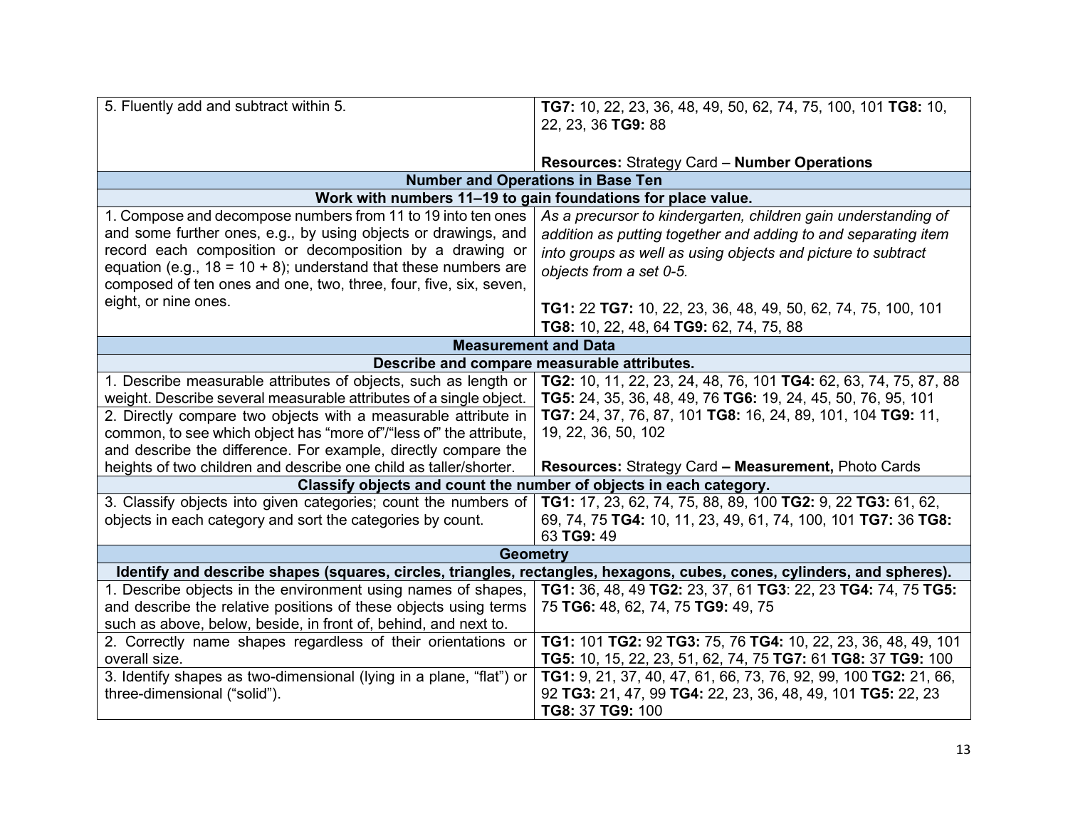| | |
|---|---|
| 5. Fluently add and subtract within 5. | **TG7:** 10, 22, 23, 36, 48, 49, 50, 62, 74, 75, 100, 101 **TG8:** 10, 22, 23, 36 **TG9:** 88<br><br>**Resources:** Strategy Card – **Number Operations** |
| **Number and Operations in Base Ten** | |
| **Work with numbers 11–19 to gain foundations for place value.** | |
| 1. Compose and decompose numbers from 11 to 19 into ten ones and some further ones, e.g., by using objects or drawings, and record each composition or decomposition by a drawing or equation (e.g., 18 = 10 + 8); understand that these numbers are composed of ten ones and one, two, three, four, five, six, seven, eight, or nine ones. | *As a precursor to kindergarten, children gain understanding of addition as putting together and adding to and separating item into groups as well as using objects and picture to subtract objects from a set 0-5.*<br><br>**TG1:** 22 **TG7:** 10, 22, 23, 36, 48, 49, 50, 62, 74, 75, 100, 101 **TG8:** 10, 22, 48, 64 **TG9:** 62, 74, 75, 88 |
| **Measurement and Data** | |
| **Describe and compare measurable attributes.** | |
| 1. Describe measurable attributes of objects, such as length or weight. Describe several measurable attributes of a single object.<br>2. Directly compare two objects with a measurable attribute in common, to see which object has "more of"/"less of" the attribute, and describe the difference. For example, directly compare the heights of two children and describe one child as taller/shorter. | **TG2:** 10, 11, 22, 23, 24, 48, 76, 101 **TG4:** 62, 63, 74, 75, 87, 88 **TG5:** 24, 35, 36, 48, 49, 76 **TG6:** 19, 24, 45, 50, 76, 95, 101 **TG7:** 24, 37, 76, 87, 101 **TG8:** 16, 24, 89, 101, 104 **TG9:** 11, 19, 22, 36, 50, 102<br><br>**Resources:** Strategy Card **– Measurement,** Photo Cards |
| **Classify objects and count the number of objects in each category.** | |
| 3. Classify objects into given categories; count the numbers of objects in each category and sort the categories by count. | **TG1:** 17, 23, 62, 74, 75, 88, 89, 100 **TG2:** 9, 22 **TG3:** 61, 62, 69, 74, 75 **TG4:** 10, 11, 23, 49, 61, 74, 100, 101 **TG7:** 36 **TG8:** 63 **TG9:** 49 |
| **Geometry** | |
| **Identify and describe shapes (squares, circles, triangles, rectangles, hexagons, cubes, cones, cylinders, and spheres).** | |
| 1. Describe objects in the environment using names of shapes, and describe the relative positions of these objects using terms such as above, below, beside, in front of, behind, and next to. | **TG1:** 36, 48, 49 **TG2:** 23, 37, 61 **TG3**: 22, 23 **TG4:** 74, 75 **TG5:** 75 **TG6:** 48, 62, 74, 75 **TG9:** 49, 75 |
| 2. Correctly name shapes regardless of their orientations or overall size. | **TG1:** 101 **TG2:** 92 **TG3:** 75, 76 **TG4:** 10, 22, 23, 36, 48, 49, 101 **TG5:** 10, 15, 22, 23, 51, 62, 74, 75 **TG7:** 61 **TG8:** 37 **TG9:** 100 |
| 3. Identify shapes as two-dimensional (lying in a plane, "flat") or three-dimensional ("solid"). | **TG1:** 9, 21, 37, 40, 47, 61, 66, 73, 76, 92, 99, 100 **TG2:** 21, 66, 92 **TG3:** 21, 47, 99 **TG4:** 22, 23, 36, 48, 49, 101 **TG5:** 22, 23 **TG8:** 37 **TG9:** 100 |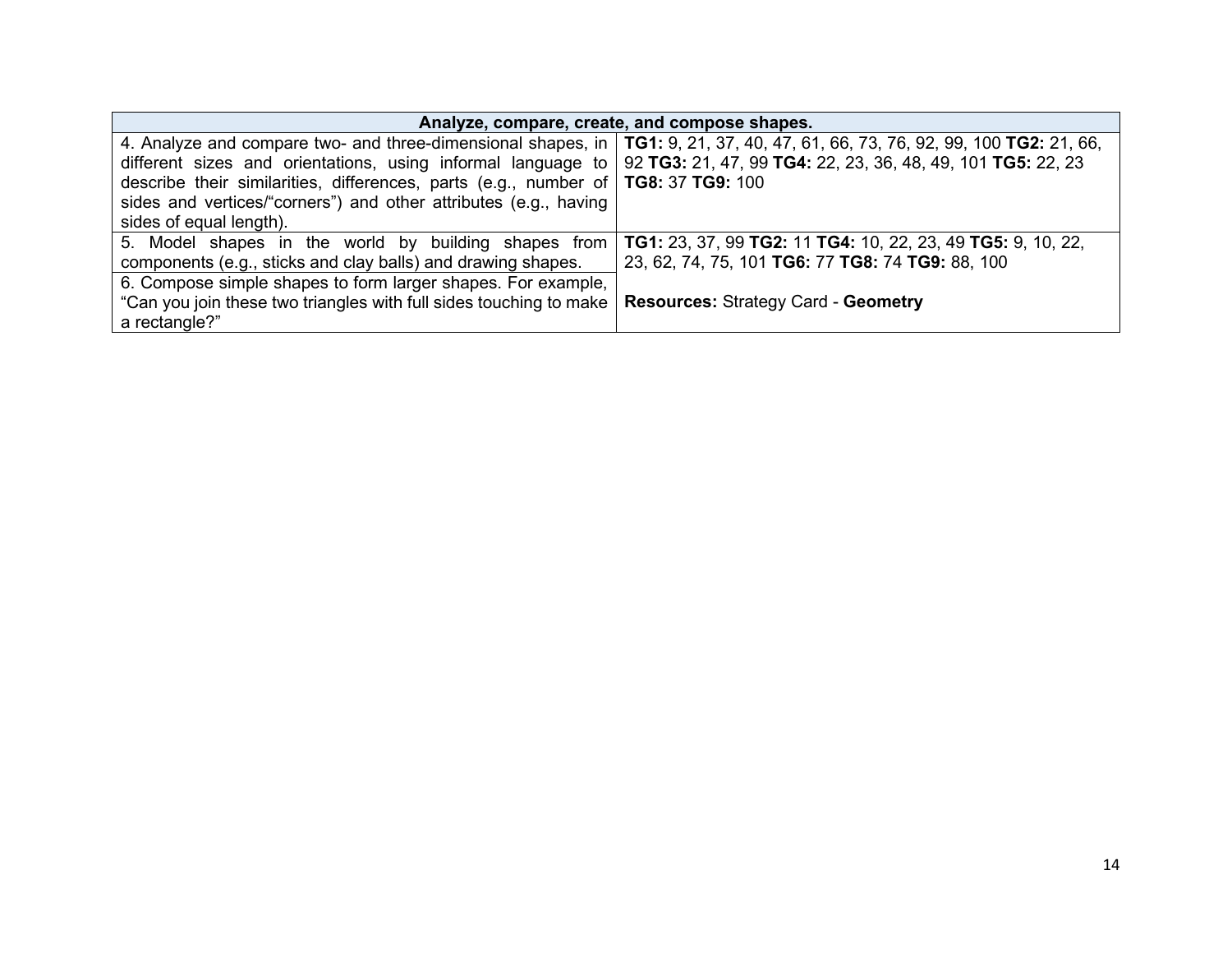| Analyze, compare, create, and compose shapes. | |
|---|---|
| 4. Analyze and compare two- and three-dimensional shapes, in different sizes and orientations, using informal language to describe their similarities, differences, parts (e.g., number of sides and vertices/“corners”) and other attributes (e.g., having sides of equal length). | **TG1:** 9, 21, 37, 40, 47, 61, 66, 73, 76, 92, 99, 100 **TG2:** 21, 66, 92 **TG3:** 21, 47, 99 **TG4:** 22, 23, 36, 48, 49, 101 **TG5:** 22, 23 **TG8:** 37 **TG9:** 100 |
| 5. Model shapes in the world by building shapes from components (e.g., sticks and clay balls) and drawing shapes. | **TG1:** 23, 37, 99 **TG2:** 11 **TG4:** 10, 22, 23, 49 **TG5:** 9, 10, 22, 23, 62, 74, 75, 101 **TG6:** 77 **TG8:** 74 **TG9:** 88, 100 |
| 6. Compose simple shapes to form larger shapes. For example, “Can you join these two triangles with full sides touching to make a rectangle?” | **Resources:** Strategy Card - **Geometry** |